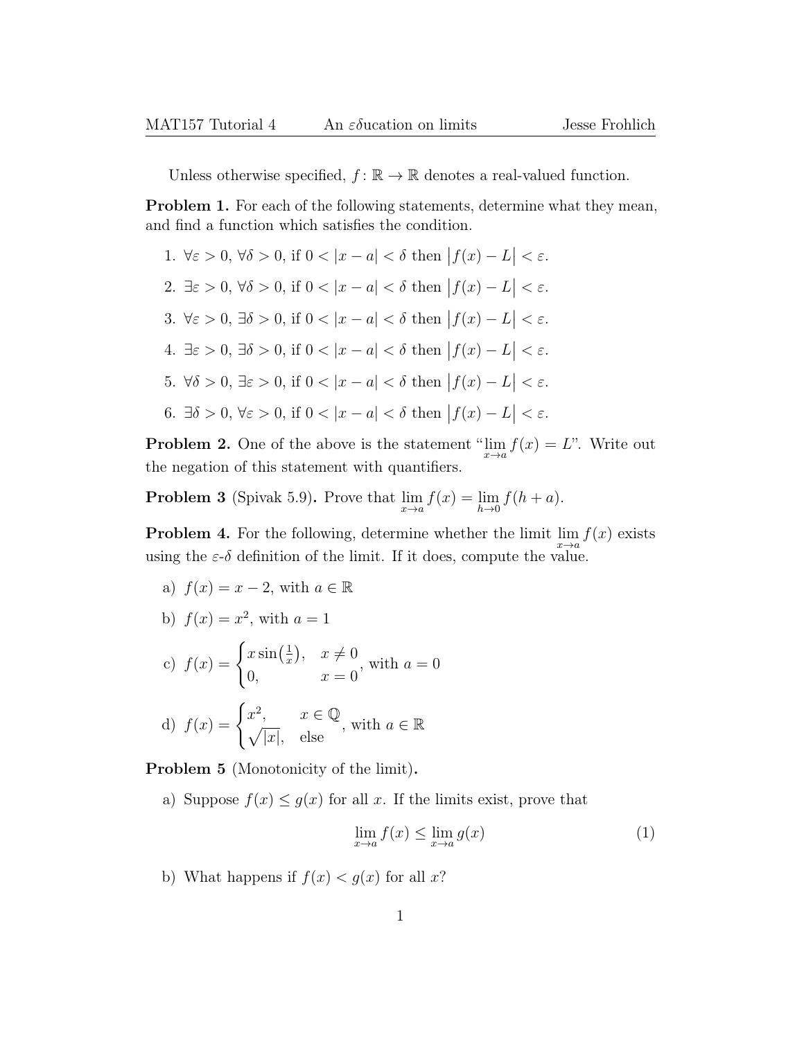Unless otherwise specified, $f\colon \mathbb{R} \to \mathbb{R}$ denotes a real-valued function.

**Problem 1.** For each of the following statements, determine what they mean, and find a function which satisfies the condition.

1. $\forall \varepsilon > 0$, $\forall \delta > 0$, if $0 < |x - a| < \delta$ then $\big|f(x) - L\big| < \varepsilon$.
2. $\exists \varepsilon > 0$, $\forall \delta > 0$, if $0 < |x - a| < \delta$ then $\big|f(x) - L\big| < \varepsilon$.
3. $\forall \varepsilon > 0$, $\exists \delta > 0$, if $0 < |x - a| < \delta$ then $\big|f(x) - L\big| < \varepsilon$.
4. $\exists \varepsilon > 0$, $\exists \delta > 0$, if $0 < |x - a| < \delta$ then $\big|f(x) - L\big| < \varepsilon$.
5. $\forall \delta > 0$, $\exists \varepsilon > 0$, if $0 < |x - a| < \delta$ then $\big|f(x) - L\big| < \varepsilon$.
6. $\exists \delta > 0$, $\forall \varepsilon > 0$, if $0 < |x - a| < \delta$ then $\big|f(x) - L\big| < \varepsilon$.

**Problem 2.** One of the above is the statement "$\lim\limits_{x \to a} f(x) = L$". Write out the negation of this statement with quantifiers.

**Problem 3** (Spivak 5.9)**.** Prove that $\lim\limits_{x \to a} f(x) = \lim\limits_{h \to 0} f(h + a)$.

**Problem 4.** For the following, determine whether the limit $\lim\limits_{x \to a} f(x)$ exists using the $\varepsilon$-$\delta$ definition of the limit. If it does, compute the value.

a) $f(x) = x - 2$, with $a \in \mathbb{R}$

b) $f(x) = x^2$, with $a = 1$

c) $f(x) = \begin{cases} x \sin\left(\frac{1}{x}\right), & x \neq 0 \\ 0, & x = 0 \end{cases}$, with $a = 0$

d) $f(x) = \begin{cases} x^2, & x \in \mathbb{Q} \\ \sqrt{|x|}, & \text{else} \end{cases}$, with $a \in \mathbb{R}$

**Problem 5** (Monotonicity of the limit)**.**

a) Suppose $f(x) \leq g(x)$ for all $x$. If the limits exist, prove that

$$\lim_{x \to a} f(x) \leq \lim_{x \to a} g(x) \tag{1}$$

b) What happens if $f(x) < g(x)$ for all $x$?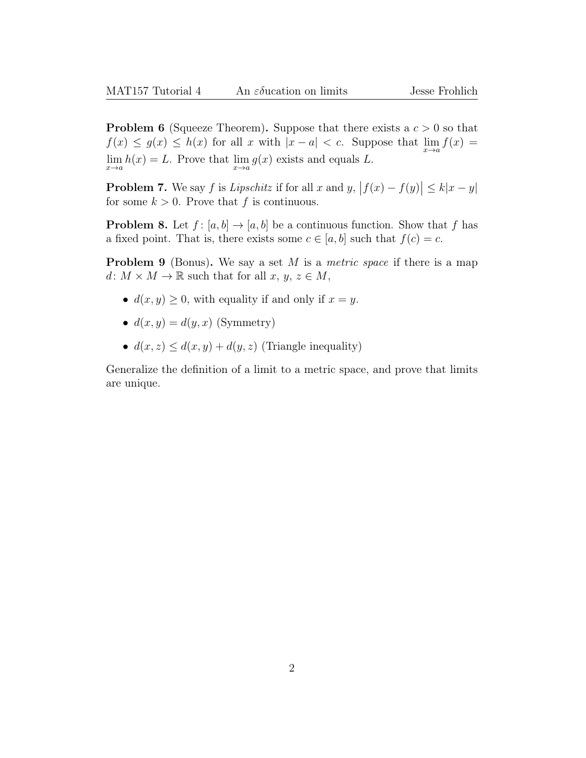**Problem 6** (Squeeze Theorem)**.** Suppose that there exists a $c > 0$ so that $f(x) \leq g(x) \leq h(x)$ for all $x$ with $|x - a| < c$. Suppose that $\lim_{x \to a} f(x) = \lim_{x \to a} h(x) = L$. Prove that $\lim_{x \to a} g(x)$ exists and equals $L$.

**Problem 7.** We say $f$ is *Lipschitz* if for all $x$ and $y$, $\big|f(x) - f(y)\big| \leq k|x - y|$ for some $k > 0$. Prove that $f$ is continuous.

**Problem 8.** Let $f\colon [a, b] \to [a, b]$ be a continuous function. Show that $f$ has a fixed point. That is, there exists some $c \in [a, b]$ such that $f(c) = c$.

**Problem 9** (Bonus)**.** We say a set $M$ is a *metric space* if there is a map $d\colon M \times M \to \mathbb{R}$ such that for all $x$, $y$, $z \in M$,

- $d(x, y) \geq 0$, with equality if and only if $x = y$.
- $d(x, y) = d(y, x)$ (Symmetry)
- $d(x, z) \leq d(x, y) + d(y, z)$ (Triangle inequality)

Generalize the definition of a limit to a metric space, and prove that limits are unique.